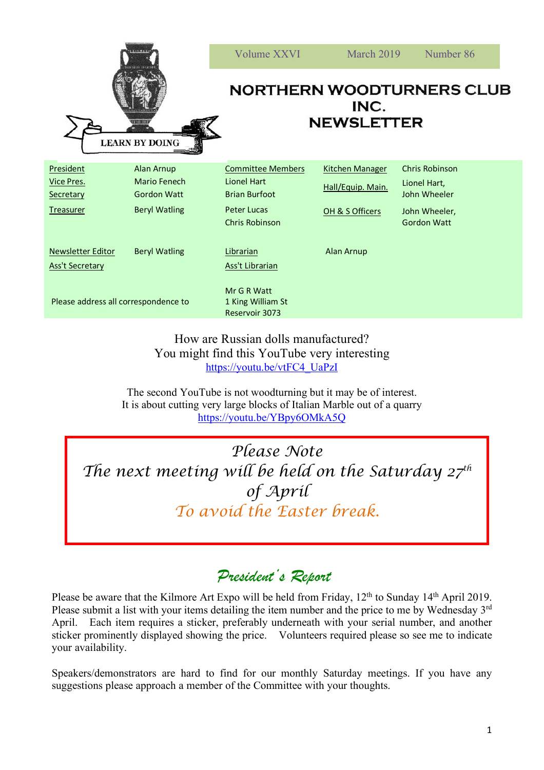LEARN BY DOING

Volume XXVI March 2019 Number 86

# NORTHERN WOODTURNERS CLUB INC. NEWSLETTER

| | | | | | |
|---|---|---|---|---|---|
| President | Alan Arnup | Committee Members | | Kitchen Manager | Chris Robinson |
| Vice Pres. | Mario Fenech | Lionel Hart | | Hall/Equip. Main. | Lionel Hart, John Wheeler |
| Secretary | Gordon Watt | Brian Burfoot | | | |
| Treasurer | Beryl Watling | Peter Lucas | | OH & S Officers | John Wheeler, Gordon Watt |
| | | Chris Robinson | | | |
| Newsletter Editor | Beryl Watling | Librarian | | Alan Arnup | |
| Ass't Secretary | | Ass't Librarian | | | |
| Please address all correspondence to | | Mr G R Watt<br>1 King William St<br>Reservoir 3073 | | | |

How are Russian dolls manufactured?
You might find this YouTube very interesting
https://youtu.be/vtFC4_UaPzI

The second YouTube is not woodturning but it may be of interest.
It is about cutting very large blocks of Italian Marble out of a quarry
https://youtu.be/YBpy6OMkA5Q

> *Please Note*
> *The next meeting will be held on the Saturday 27th of April*
> *To avoid the Easter break.*

## *President's Report*

Please be aware that the Kilmore Art Expo will be held from Friday, 12th to Sunday 14th April 2019. Please submit a list with your items detailing the item number and the price to me by Wednesday 3rd April. Each item requires a sticker, preferably underneath with your serial number, and another sticker prominently displayed showing the price. Volunteers required please so see me to indicate your availability.

Speakers/demonstrators are hard to find for our monthly Saturday meetings. If you have any suggestions please approach a member of the Committee with your thoughts.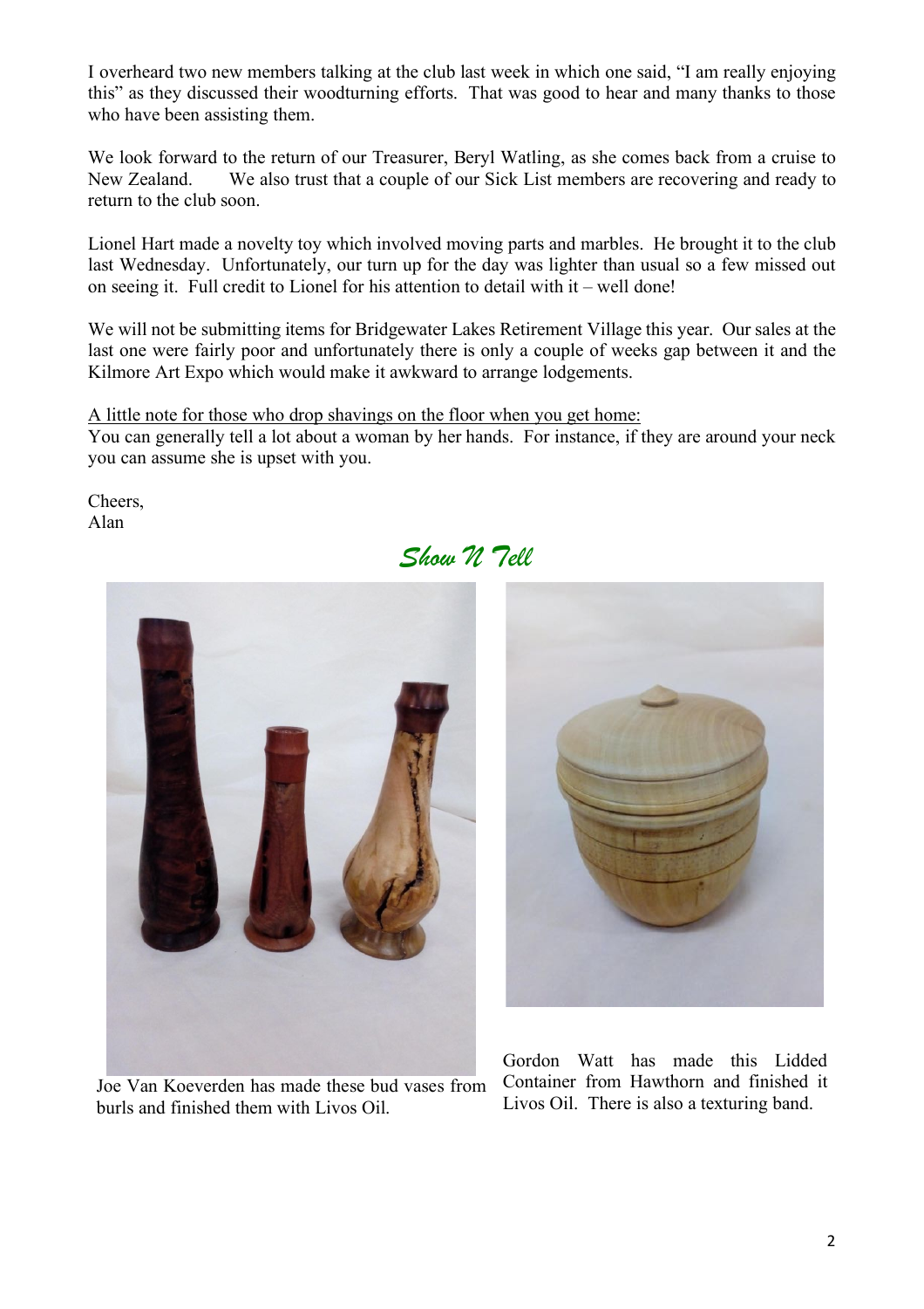I overheard two new members talking at the club last week in which one said, "I am really enjoying this" as they discussed their woodturning efforts. That was good to hear and many thanks to those who have been assisting them.

We look forward to the return of our Treasurer, Beryl Watling, as she comes back from a cruise to New Zealand. We also trust that a couple of our Sick List members are recovering and ready to return to the club soon.

Lionel Hart made a novelty toy which involved moving parts and marbles. He brought it to the club last Wednesday. Unfortunately, our turn up for the day was lighter than usual so a few missed out on seeing it. Full credit to Lionel for his attention to detail with it – well done!

We will not be submitting items for Bridgewater Lakes Retirement Village this year. Our sales at the last one were fairly poor and unfortunately there is only a couple of weeks gap between it and the Kilmore Art Expo which would make it awkward to arrange lodgements.

A little note for those who drop shavings on the floor when you get home:
You can generally tell a lot about a woman by her hands. For instance, if they are around your neck you can assume she is upset with you.

Cheers,
Alan

## *Show N Tell*

Joe Van Koeverden has made these bud vases from burls and finished them with Livos Oil.

Gordon Watt has made this Lidded Container from Hawthorn and finished it Livos Oil. There is also a texturing band.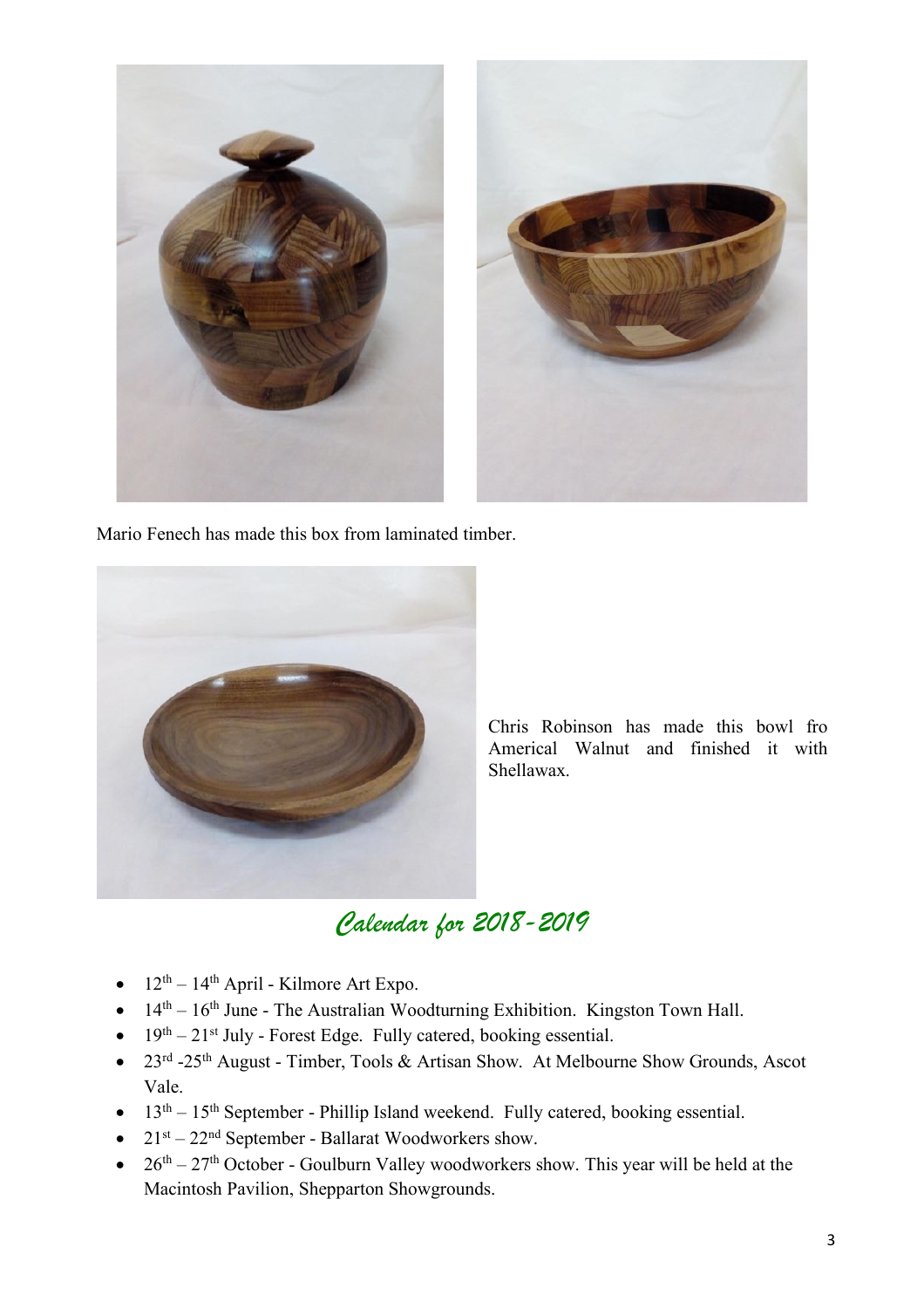Mario Fenech has made this box from laminated timber.

Chris Robinson has made this bowl fro Americal Walnut and finished it with Shellawax.

## *Calendar for 2018-2019*

- 12th – 14th April - Kilmore Art Expo.
- 14th – 16th June - The Australian Woodturning Exhibition. Kingston Town Hall.
- 19th – 21st July - Forest Edge. Fully catered, booking essential.
- 23rd -25th August - Timber, Tools & Artisan Show. At Melbourne Show Grounds, Ascot Vale.
- 13th – 15th September - Phillip Island weekend. Fully catered, booking essential.
- 21st – 22nd September - Ballarat Woodworkers show.
- 26th – 27th October - Goulburn Valley woodworkers show. This year will be held at the Macintosh Pavilion, Shepparton Showgrounds.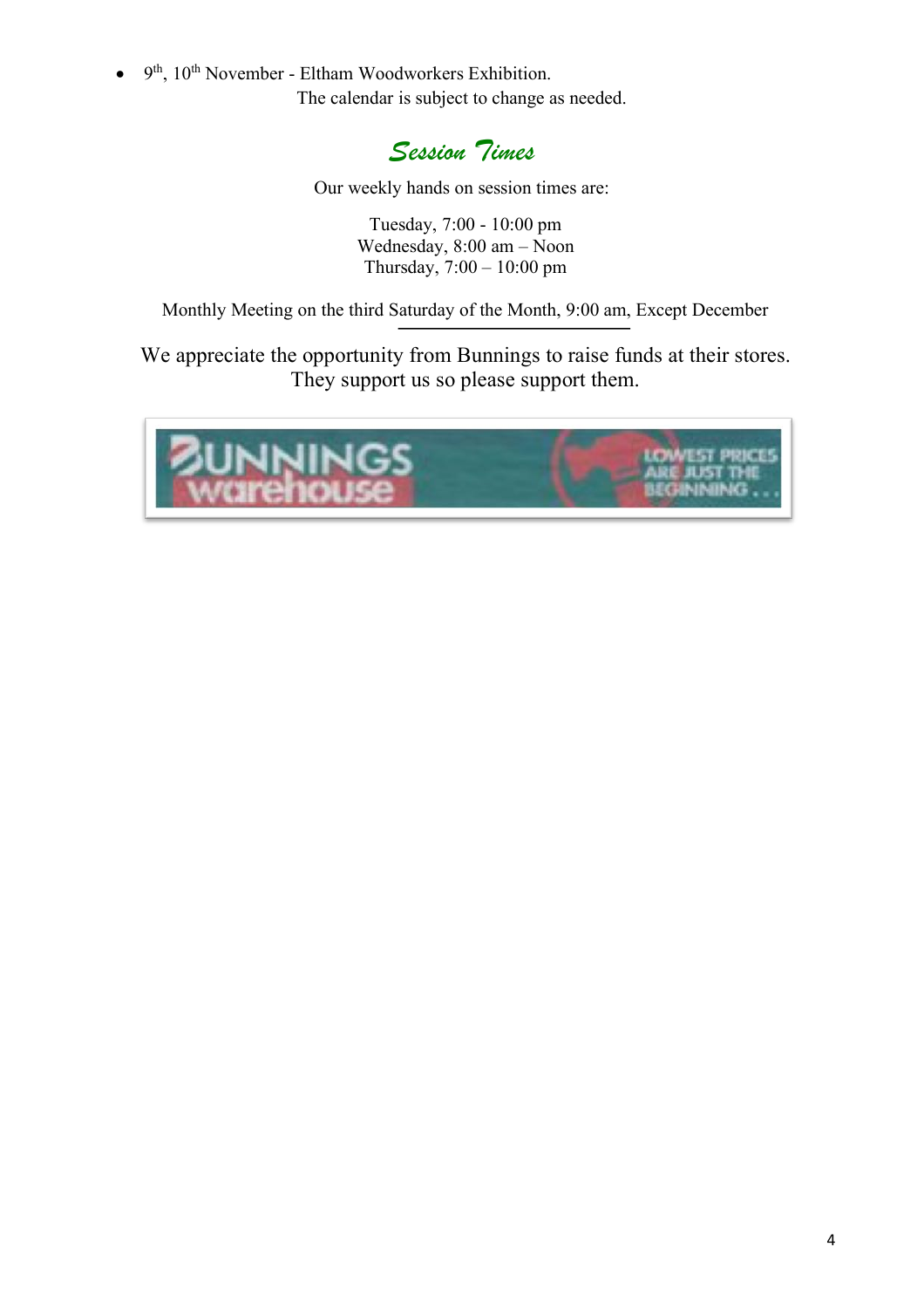- 9th, 10th November - Eltham Woodworkers Exhibition.

The calendar is subject to change as needed.

## *Session Times*

Our weekly hands on session times are:

Tuesday, 7:00 - 10:00 pm
Wednesday, 8:00 am – Noon
Thursday, 7:00 – 10:00 pm

Monthly Meeting on the third Saturday of the Month, 9:00 am, Except December

---

We appreciate the opportunity from Bunnings to raise funds at their stores.
They support us so please support them.